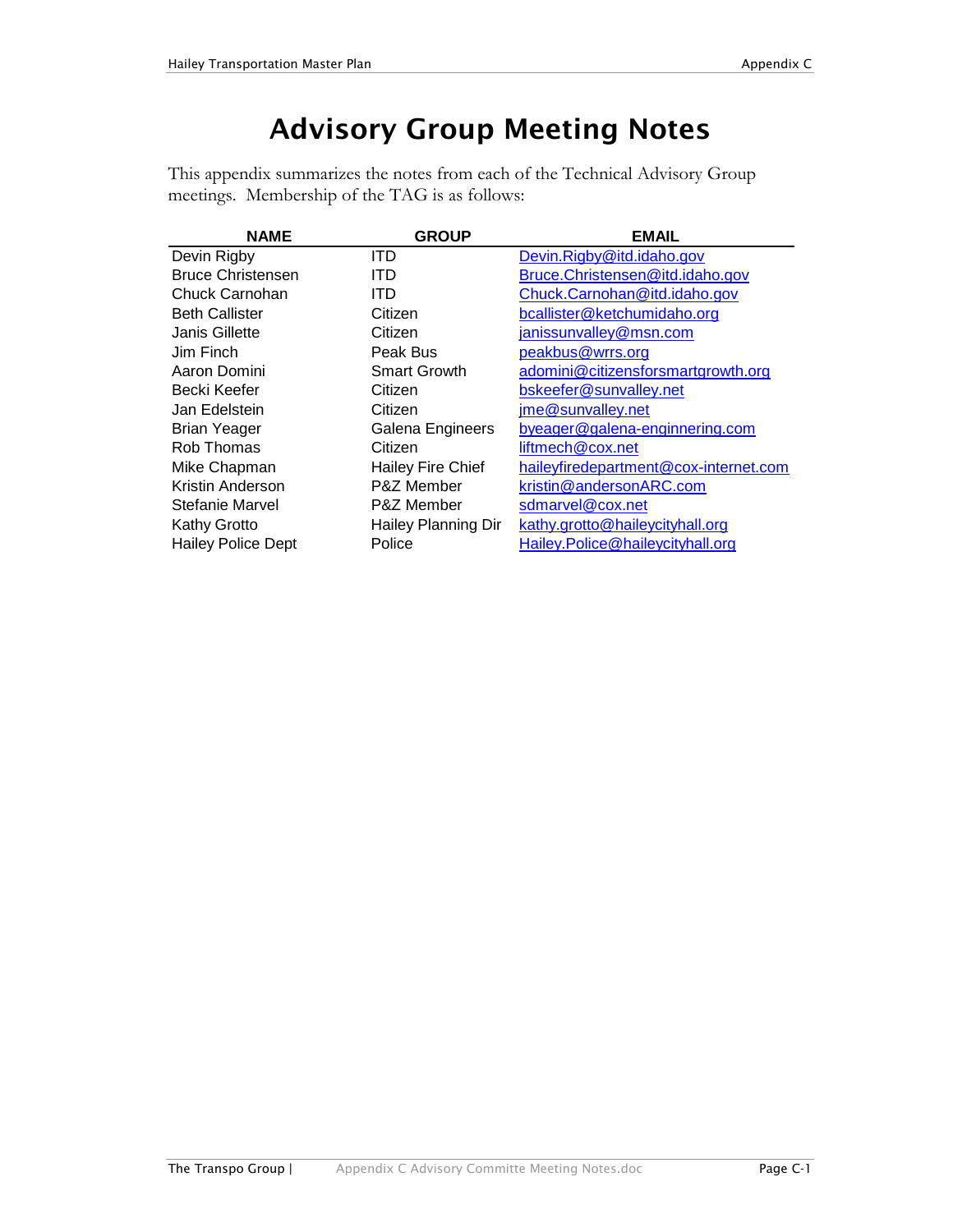# Advisory Group Meeting Notes

This appendix summarizes the notes from each of the Technical Advisory Group meetings. Membership of the TAG is as follows:

| NAME | GROUP | EMAIL |
|---|---|---|
| Devin Rigby | ITD | Devin.Rigby@itd.idaho.gov |
| Bruce Christensen | ITD | Bruce.Christensen@itd.idaho.gov |
| Chuck Carnohan | ITD | Chuck.Carnohan@itd.idaho.gov |
| Beth Callister | Citizen | bcallister@ketchumidaho.org |
| Janis Gillette | Citizen | janissunvalley@msn.com |
| Jim Finch | Peak Bus | peakbus@wrrs.org |
| Aaron Domini | Smart Growth | adomini@citizensforsmartgrowth.org |
| Becki Keefer | Citizen | bskeefer@sunvalley.net |
| Jan Edelstein | Citizen | jme@sunvalley.net |
| Brian Yeager | Galena Engineers | byeager@galena-enginnering.com |
| Rob Thomas | Citizen | liftmech@cox.net |
| Mike Chapman | Hailey Fire Chief | haileyfiredepartment@cox-internet.com |
| Kristin Anderson | P&Z Member | kristin@andersonARC.com |
| Stefanie Marvel | P&Z Member | sdmarvel@cox.net |
| Kathy Grotto | Hailey Planning Dir | kathy.grotto@haileycityhall.org |
| Hailey Police Dept | Police | Hailey.Police@haileycityhall.org |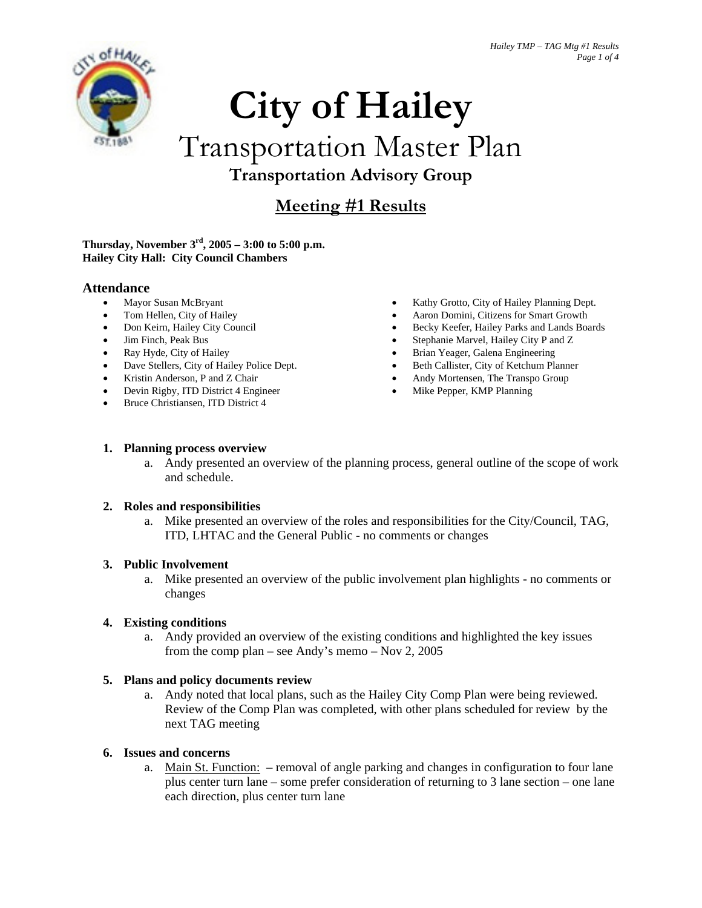# City of Hailey

## Transportation Master Plan

### Transportation Advisory Group

### Meeting #1 Results

**Thursday, November 3rd, 2005 – 3:00 to 5:00 p.m.**
**Hailey City Hall: City Council Chambers**

## Attendance

- Mayor Susan McBryant
- Tom Hellen, City of Hailey
- Don Keirn, Hailey City Council
- Jim Finch, Peak Bus
- Ray Hyde, City of Hailey
- Dave Stellers, City of Hailey Police Dept.
- Kristin Anderson, P and Z Chair
- Devin Rigby, ITD District 4 Engineer
- Bruce Christiansen, ITD District 4
- Kathy Grotto, City of Hailey Planning Dept.
- Aaron Domini, Citizens for Smart Growth
- Becky Keefer, Hailey Parks and Lands Boards
- Stephanie Marvel, Hailey City P and Z
- Brian Yeager, Galena Engineering
- Beth Callister, City of Ketchum Planner
- Andy Mortensen, The Transpo Group
- Mike Pepper, KMP Planning

1. **Planning process overview**
   a. Andy presented an overview of the planning process, general outline of the scope of work and schedule.

2. **Roles and responsibilities**
   a. Mike presented an overview of the roles and responsibilities for the City/Council, TAG, ITD, LHTAC and the General Public - no comments or changes

3. **Public Involvement**
   a. Mike presented an overview of the public involvement plan highlights - no comments or changes

4. **Existing conditions**
   a. Andy provided an overview of the existing conditions and highlighted the key issues from the comp plan – see Andy's memo – Nov 2, 2005

5. **Plans and policy documents review**
   a. Andy noted that local plans, such as the Hailey City Comp Plan were being reviewed. Review of the Comp Plan was completed, with other plans scheduled for review by the next TAG meeting

6. **Issues and concerns**
   a. Main St. Function: – removal of angle parking and changes in configuration to four lane plus center turn lane – some prefer consideration of returning to 3 lane section – one lane each direction, plus center turn lane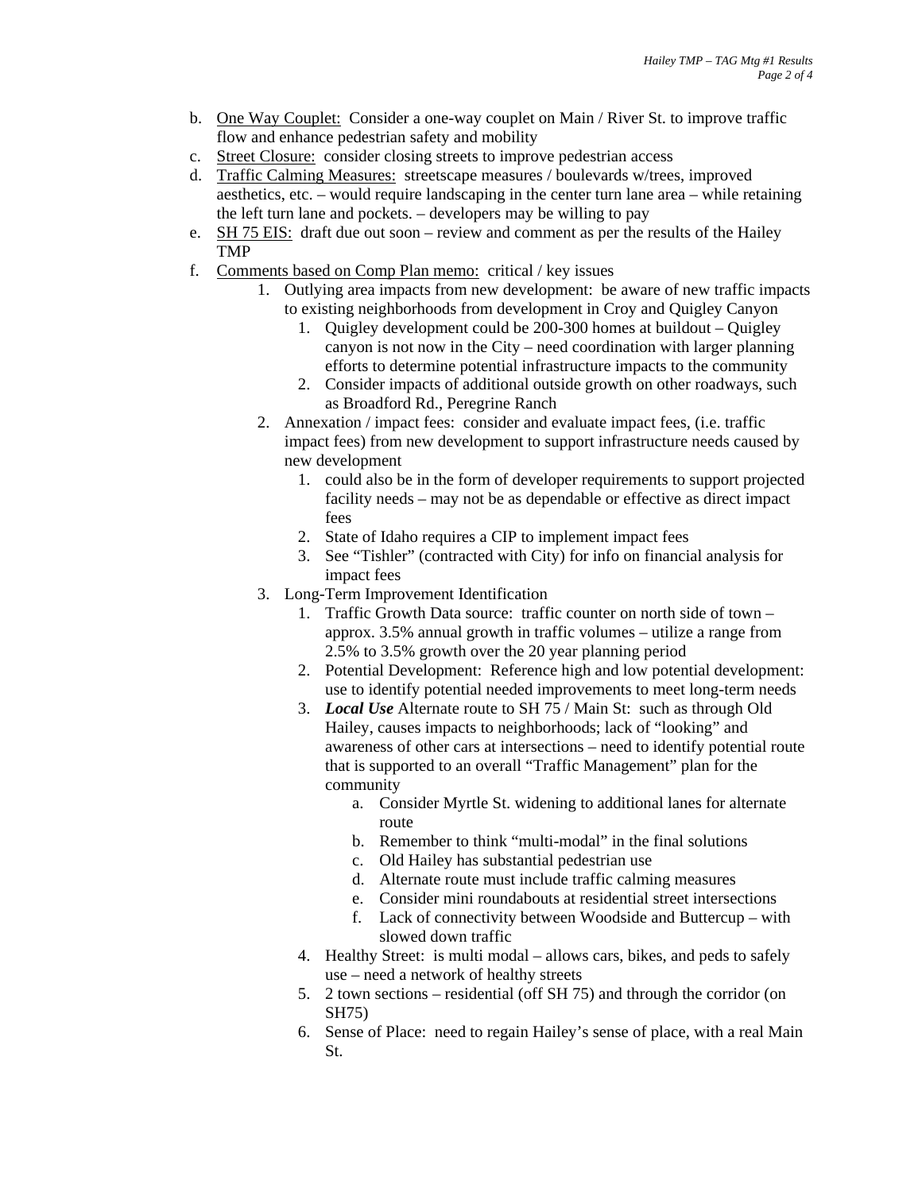b. <u>One Way Couplet:</u> Consider a one-way couplet on Main / River St. to improve traffic flow and enhance pedestrian safety and mobility
c. <u>Street Closure:</u> consider closing streets to improve pedestrian access
d. <u>Traffic Calming Measures:</u> streetscape measures / boulevards w/trees, improved aesthetics, etc. – would require landscaping in the center turn lane area – while retaining the left turn lane and pockets. – developers may be willing to pay
e. <u>SH 75 EIS:</u> draft due out soon – review and comment as per the results of the Hailey TMP
f. <u>Comments based on Comp Plan memo:</u> critical / key issues
    1. Outlying area impacts from new development: be aware of new traffic impacts to existing neighborhoods from development in Croy and Quigley Canyon
        1. Quigley development could be 200-300 homes at buildout – Quigley canyon is not now in the City – need coordination with larger planning efforts to determine potential infrastructure impacts to the community
        2. Consider impacts of additional outside growth on other roadways, such as Broadford Rd., Peregrine Ranch
    2. Annexation / impact fees: consider and evaluate impact fees, (i.e. traffic impact fees) from new development to support infrastructure needs caused by new development
        1. could also be in the form of developer requirements to support projected facility needs – may not be as dependable or effective as direct impact fees
        2. State of Idaho requires a CIP to implement impact fees
        3. See "Tishler" (contracted with City) for info on financial analysis for impact fees
    3. Long-Term Improvement Identification
        1. Traffic Growth Data source: traffic counter on north side of town – approx. 3.5% annual growth in traffic volumes – utilize a range from 2.5% to 3.5% growth over the 20 year planning period
        2. Potential Development: Reference high and low potential development: use to identify potential needed improvements to meet long-term needs
        3. ***Local Use*** Alternate route to SH 75 / Main St: such as through Old Hailey, causes impacts to neighborhoods; lack of "looking" and awareness of other cars at intersections – need to identify potential route that is supported to an overall "Traffic Management" plan for the community
            a. Consider Myrtle St. widening to additional lanes for alternate route
            b. Remember to think "multi-modal" in the final solutions
            c. Old Hailey has substantial pedestrian use
            d. Alternate route must include traffic calming measures
            e. Consider mini roundabouts at residential street intersections
            f. Lack of connectivity between Woodside and Buttercup – with slowed down traffic
        4. Healthy Street: is multi modal – allows cars, bikes, and peds to safely use – need a network of healthy streets
        5. 2 town sections – residential (off SH 75) and through the corridor (on SH75)
        6. Sense of Place: need to regain Hailey's sense of place, with a real Main St.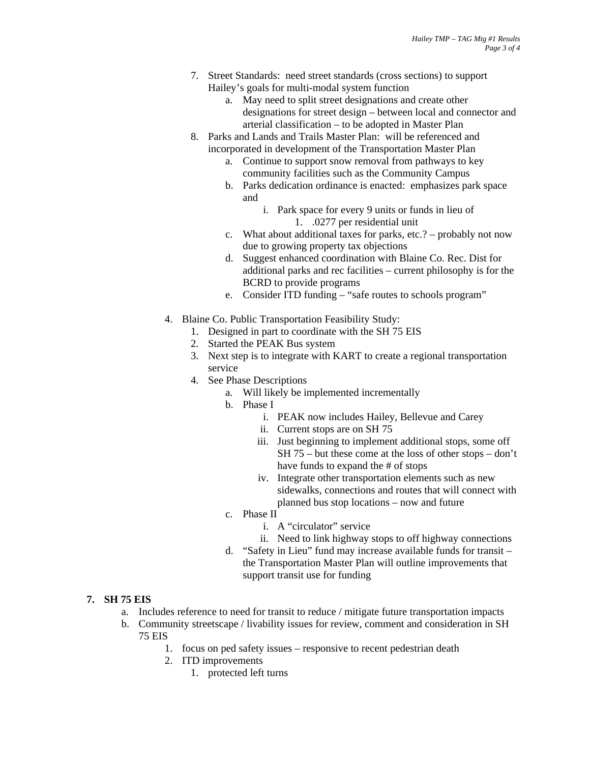7. Street Standards:  need street standards (cross sections) to support Hailey's goals for multi-modal system function
    a. May need to split street designations and create other designations for street design – between local and connector and arterial classification – to be adopted in Master Plan
8. Parks and Lands and Trails Master Plan:  will be referenced and incorporated in development of the Transportation Master Plan
    a. Continue to support snow removal from pathways to key community facilities such as the Community Campus
    b. Parks dedication ordinance is enacted:  emphasizes park space and
        i. Park space for every 9 units or funds in lieu of
            1. .0277 per residential unit
    c. What about additional taxes for parks, etc.? – probably not now due to growing property tax objections
    d. Suggest enhanced coordination with Blaine Co. Rec. Dist for additional parks and rec facilities – current philosophy is for the BCRD to provide programs
    e. Consider ITD funding – "safe routes to schools program"

4. Blaine Co. Public Transportation Feasibility Study:
    1. Designed in part to coordinate with the SH 75 EIS
    2. Started the PEAK Bus system
    3. Next step is to integrate with KART to create a regional transportation service
    4. See Phase Descriptions
        a. Will likely be implemented incrementally
        b. Phase I
            i. PEAK now includes Hailey, Bellevue and Carey
            ii. Current stops are on SH 75
            iii. Just beginning to implement additional stops, some off SH 75 – but these come at the loss of other stops – don't have funds to expand the # of stops
            iv. Integrate other transportation elements such as new sidewalks, connections and routes that will connect with planned bus stop locations – now and future
        c. Phase II
            i. A "circulator" service
            ii. Need to link highway stops to off highway connections
        d. "Safety in Lieu" fund may increase available funds for transit – the Transportation Master Plan will outline improvements that support transit use for funding

7. **SH 75 EIS**
    a. Includes reference to need for transit to reduce / mitigate future transportation impacts
    b. Community streetscape / livability issues for review, comment and consideration in SH 75 EIS
        1. focus on ped safety issues – responsive to recent pedestrian death
        2. ITD improvements
            1. protected left turns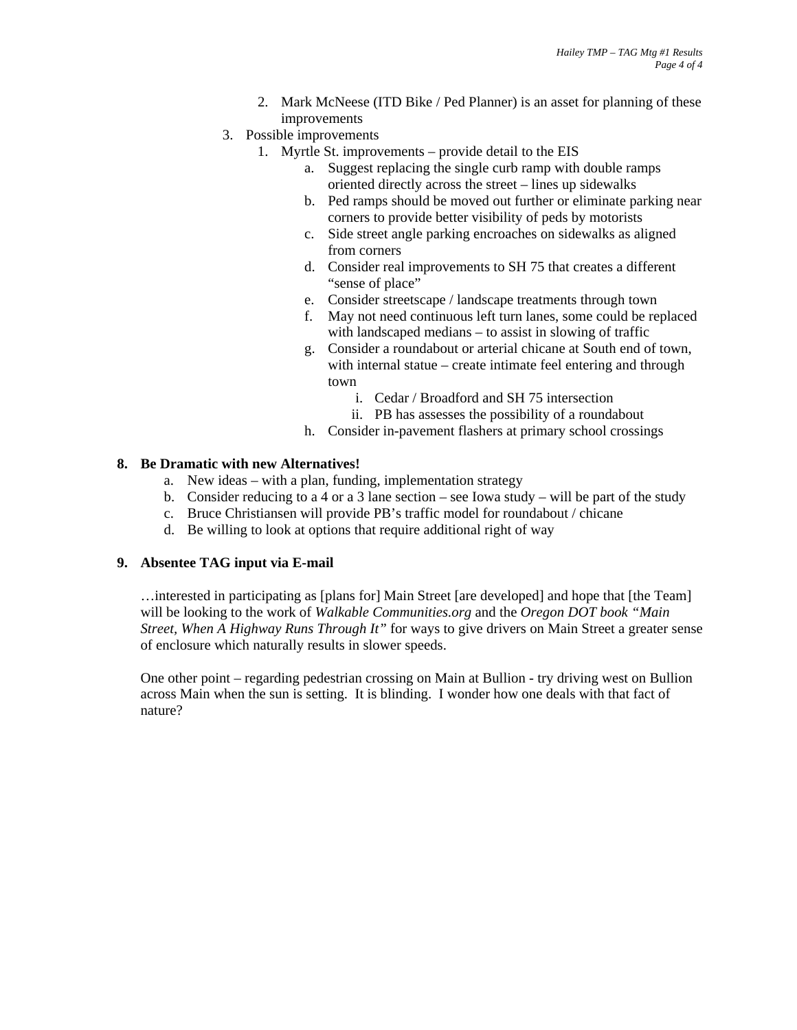2. Mark McNeese (ITD Bike / Ped Planner) is an asset for planning of these improvements
3. Possible improvements
   1. Myrtle St. improvements – provide detail to the EIS
      a. Suggest replacing the single curb ramp with double ramps oriented directly across the street – lines up sidewalks
      b. Ped ramps should be moved out further or eliminate parking near corners to provide better visibility of peds by motorists
      c. Side street angle parking encroaches on sidewalks as aligned from corners
      d. Consider real improvements to SH 75 that creates a different "sense of place"
      e. Consider streetscape / landscape treatments through town
      f. May not need continuous left turn lanes, some could be replaced with landscaped medians – to assist in slowing of traffic
      g. Consider a roundabout or arterial chicane at South end of town, with internal statue – create intimate feel entering and through town
         i. Cedar / Broadford and SH 75 intersection
         ii. PB has assesses the possibility of a roundabout
      h. Consider in-pavement flashers at primary school crossings

**8. Be Dramatic with new Alternatives!**

a. New ideas – with a plan, funding, implementation strategy
b. Consider reducing to a 4 or a 3 lane section – see Iowa study – will be part of the study
c. Bruce Christiansen will provide PB's traffic model for roundabout / chicane
d. Be willing to look at options that require additional right of way

**9. Absentee TAG input via E-mail**

…interested in participating as [plans for] Main Street [are developed] and hope that [the Team] will be looking to the work of *Walkable Communities.org* and the *Oregon DOT book "Main Street, When A Highway Runs Through It"* for ways to give drivers on Main Street a greater sense of enclosure which naturally results in slower speeds.

One other point – regarding pedestrian crossing on Main at Bullion - try driving west on Bullion across Main when the sun is setting. It is blinding. I wonder how one deals with that fact of nature?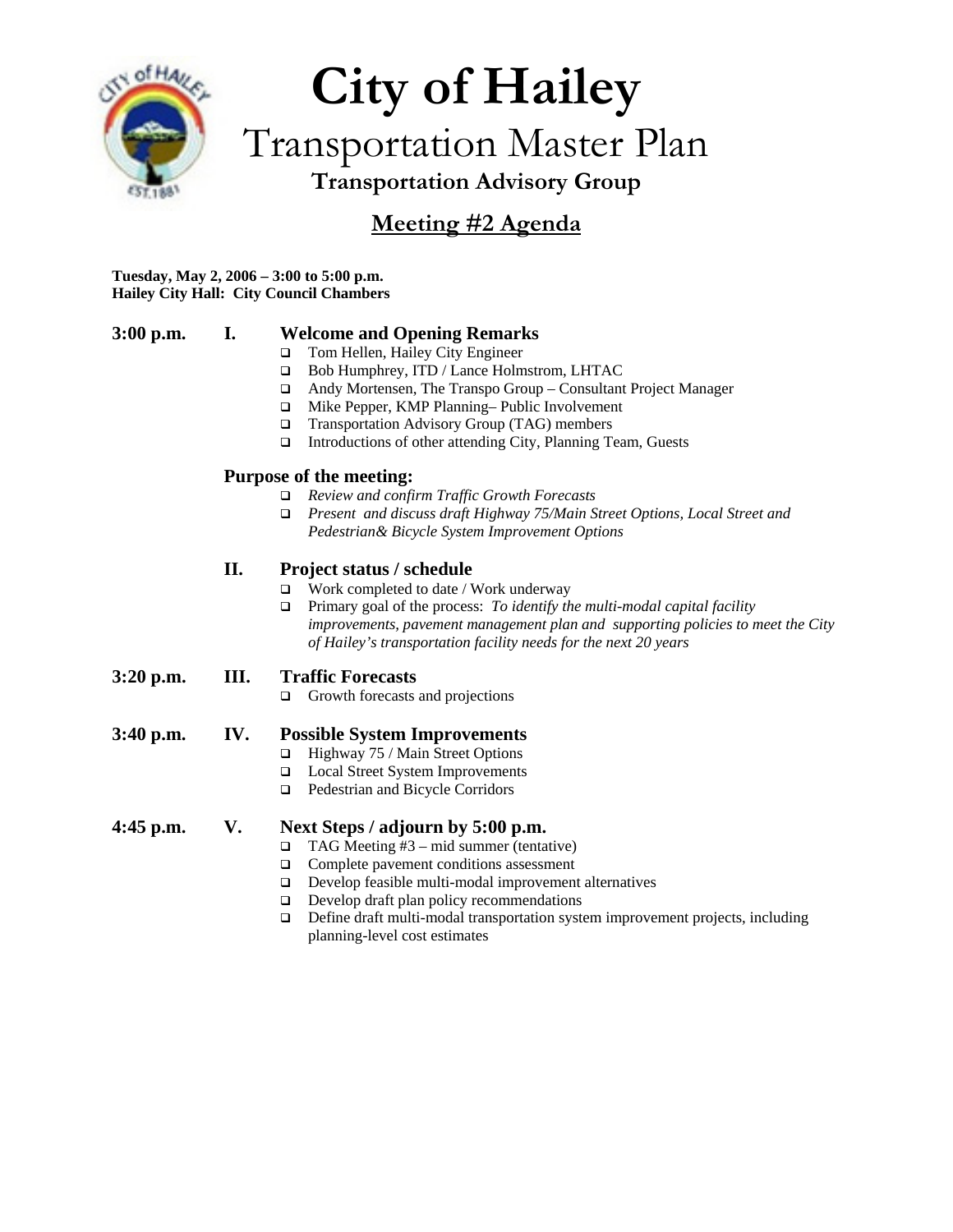# City of Hailey

## Transportation Master Plan

### Transportation Advisory Group

## Meeting #2 Agenda

**Tuesday, May 2, 2006 – 3:00 to 5:00 p.m.**
**Hailey City Hall: City Council Chambers**

**3:00 p.m. I. Welcome and Opening Remarks**

- Tom Hellen, Hailey City Engineer
- Bob Humphrey, ITD / Lance Holmstrom, LHTAC
- Andy Mortensen, The Transpo Group – Consultant Project Manager
- Mike Pepper, KMP Planning– Public Involvement
- Transportation Advisory Group (TAG) members
- Introductions of other attending City, Planning Team, Guests

**Purpose of the meeting:**

- *Review and confirm Traffic Growth Forecasts*
- *Present and discuss draft Highway 75/Main Street Options, Local Street and Pedestrian& Bicycle System Improvement Options*

**II. Project status / schedule**

- Work completed to date / Work underway
- Primary goal of the process: *To identify the multi-modal capital facility improvements, pavement management plan and supporting policies to meet the City of Hailey's transportation facility needs for the next 20 years*

**3:20 p.m. III. Traffic Forecasts**

- Growth forecasts and projections

**3:40 p.m. IV. Possible System Improvements**

- Highway 75 / Main Street Options
- Local Street System Improvements
- Pedestrian and Bicycle Corridors

**4:45 p.m. V. Next Steps / adjourn by 5:00 p.m.**

- TAG Meeting #3 – mid summer (tentative)
- Complete pavement conditions assessment
- Develop feasible multi-modal improvement alternatives
- Develop draft plan policy recommendations
- Define draft multi-modal transportation system improvement projects, including planning-level cost estimates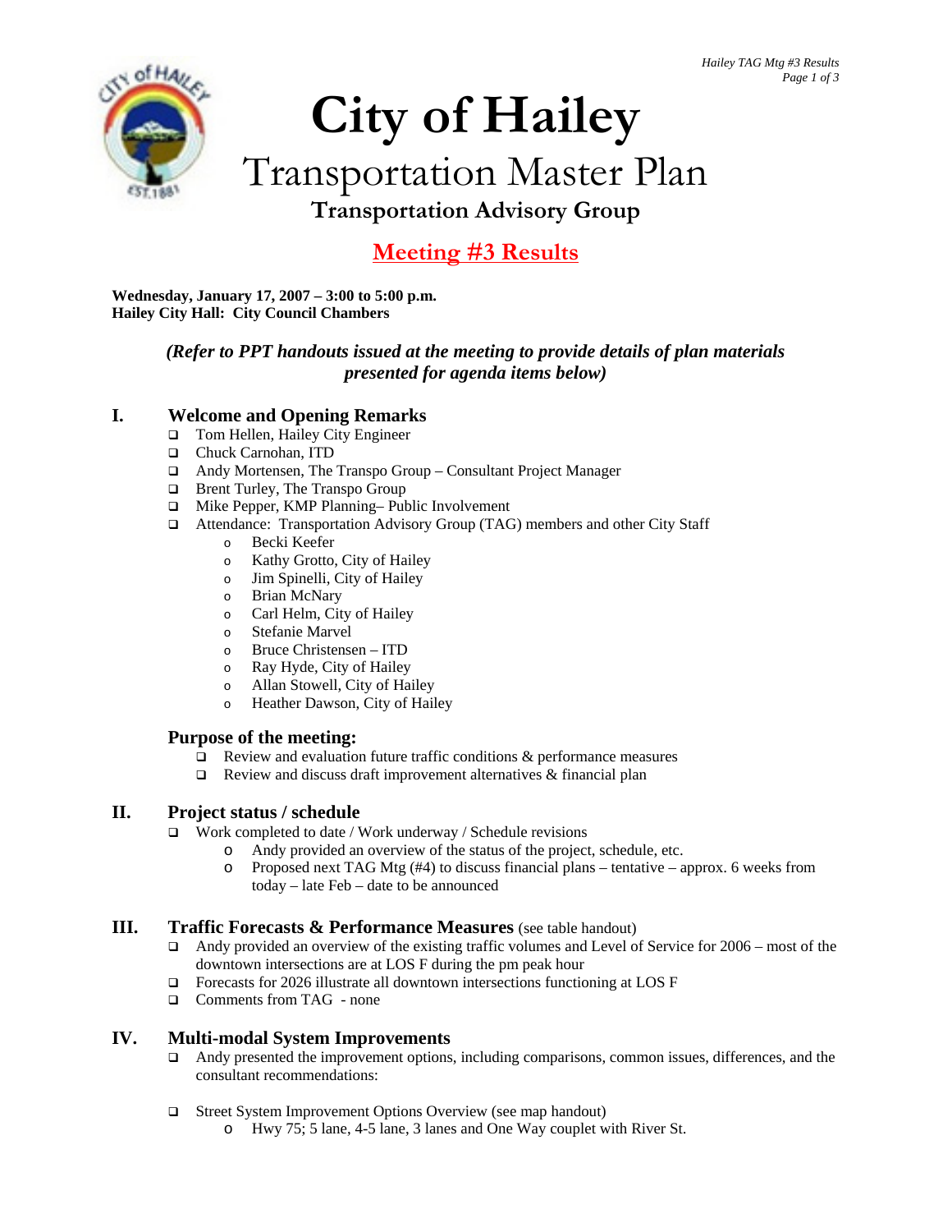# City of Hailey

## Transportation Master Plan

### Transportation Advisory Group

## Meeting #3 Results

**Wednesday, January 17, 2007 – 3:00 to 5:00 p.m.**
**Hailey City Hall: City Council Chambers**

***(Refer to PPT handouts issued at the meeting to provide details of plan materials presented for agenda items below)***

## I. Welcome and Opening Remarks

- Tom Hellen, Hailey City Engineer
- Chuck Carnohan, ITD
- Andy Mortensen, The Transpo Group – Consultant Project Manager
- Brent Turley, The Transpo Group
- Mike Pepper, KMP Planning– Public Involvement
- Attendance: Transportation Advisory Group (TAG) members and other City Staff
  - Becki Keefer
  - Kathy Grotto, City of Hailey
  - Jim Spinelli, City of Hailey
  - Brian McNary
  - Carl Helm, City of Hailey
  - Stefanie Marvel
  - Bruce Christensen – ITD
  - Ray Hyde, City of Hailey
  - Allan Stowell, City of Hailey
  - Heather Dawson, City of Hailey

### Purpose of the meeting:

- Review and evaluation future traffic conditions & performance measures
- Review and discuss draft improvement alternatives & financial plan

## II. Project status / schedule

- Work completed to date / Work underway / Schedule revisions
  - Andy provided an overview of the status of the project, schedule, etc.
  - Proposed next TAG Mtg (#4) to discuss financial plans – tentative – approx. 6 weeks from today – late Feb – date to be announced

## III. Traffic Forecasts & Performance Measures (see table handout)

- Andy provided an overview of the existing traffic volumes and Level of Service for 2006 – most of the downtown intersections are at LOS F during the pm peak hour
- Forecasts for 2026 illustrate all downtown intersections functioning at LOS F
- Comments from TAG - none

## IV. Multi-modal System Improvements

- Andy presented the improvement options, including comparisons, common issues, differences, and the consultant recommendations:
- Street System Improvement Options Overview (see map handout)
  - Hwy 75; 5 lane, 4-5 lane, 3 lanes and One Way couplet with River St.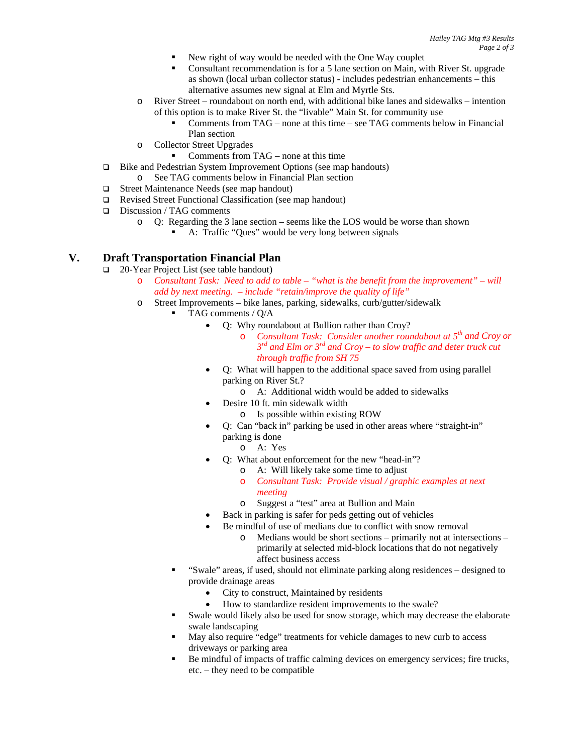- New right of way would be needed with the One Way couplet
- Consultant recommendation is for a 5 lane section on Main, with River St. upgrade as shown (local urban collector status) - includes pedestrian enhancements – this alternative assumes new signal at Elm and Myrtle Sts.

- River Street – roundabout on north end, with additional bike lanes and sidewalks – intention of this option is to make River St. the "livable" Main St. for community use
  - Comments from TAG – none at this time – see TAG comments below in Financial Plan section
- Collector Street Upgrades
  - Comments from TAG – none at this time

- Bike and Pedestrian System Improvement Options (see map handouts)
  - See TAG comments below in Financial Plan section
- Street Maintenance Needs (see map handout)
- Revised Street Functional Classification (see map handout)
- Discussion / TAG comments
  - Q: Regarding the 3 lane section – seems like the LOS would be worse than shown
    - A: Traffic "Ques" would be very long between signals

## V. Draft Transportation Financial Plan

- 20-Year Project List (see table handout)
  - *Consultant Task: Need to add to table – "what is the benefit from the improvement" – will add by next meeting. – include "retain/improve the quality of life"*
  - Street Improvements – bike lanes, parking, sidewalks, curb/gutter/sidewalk
    - TAG comments / Q/A
      - Q: Why roundabout at Bullion rather than Croy?
        - *Consultant Task: Consider another roundabout at 5th and Croy or 3rd and Elm or 3rd and Croy – to slow traffic and deter truck cut through traffic from SH 75*
      - Q: What will happen to the additional space saved from using parallel parking on River St.?
        - A: Additional width would be added to sidewalks
      - Desire 10 ft. min sidewalk width
        - Is possible within existing ROW
      - Q: Can "back in" parking be used in other areas where "straight-in" parking is done
        - A: Yes
      - Q: What about enforcement for the new "head-in"?
        - A: Will likely take some time to adjust
        - *Consultant Task: Provide visual / graphic examples at next meeting*
        - Suggest a "test" area at Bullion and Main
      - Back in parking is safer for peds getting out of vehicles
      - Be mindful of use of medians due to conflict with snow removal
        - Medians would be short sections – primarily not at intersections – primarily at selected mid-block locations that do not negatively affect business access
    - "Swale" areas, if used, should not eliminate parking along residences – designed to provide drainage areas
      - City to construct, Maintained by residents
      - How to standardize resident improvements to the swale?
    - Swale would likely also be used for snow storage, which may decrease the elaborate swale landscaping
    - May also require "edge" treatments for vehicle damages to new curb to access driveways or parking area
    - Be mindful of impacts of traffic calming devices on emergency services; fire trucks, etc. – they need to be compatible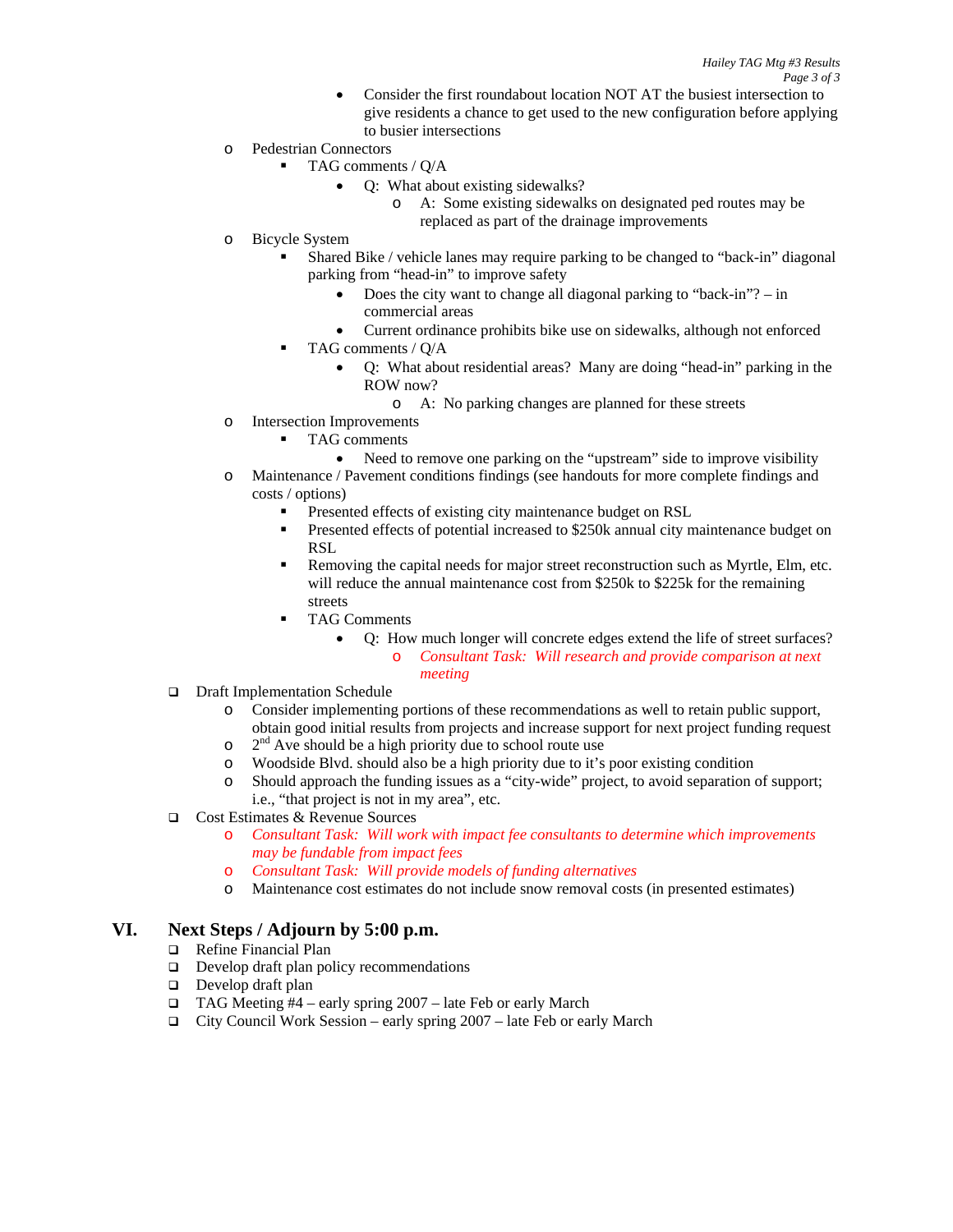- Consider the first roundabout location NOT AT the busiest intersection to give residents a chance to get used to the new configuration before applying to busier intersections

- Pedestrian Connectors
  - TAG comments / Q/A
    - Q: What about existing sidewalks?
      - A: Some existing sidewalks on designated ped routes may be replaced as part of the drainage improvements
- Bicycle System
  - Shared Bike / vehicle lanes may require parking to be changed to "back-in" diagonal parking from "head-in" to improve safety
    - Does the city want to change all diagonal parking to "back-in"? – in commercial areas
    - Current ordinance prohibits bike use on sidewalks, although not enforced
  - TAG comments / Q/A
    - Q: What about residential areas? Many are doing "head-in" parking in the ROW now?
      - A: No parking changes are planned for these streets
- Intersection Improvements
  - TAG comments
    - Need to remove one parking on the "upstream" side to improve visibility
- Maintenance / Pavement conditions findings (see handouts for more complete findings and costs / options)
  - Presented effects of existing city maintenance budget on RSL
  - Presented effects of potential increased to $250k annual city maintenance budget on RSL
  - Removing the capital needs for major street reconstruction such as Myrtle, Elm, etc. will reduce the annual maintenance cost from $250k to $225k for the remaining streets
  - TAG Comments
    - Q: How much longer will concrete edges extend the life of street surfaces?
      - *Consultant Task: Will research and provide comparison at next meeting*

- Draft Implementation Schedule
  - Consider implementing portions of these recommendations as well to retain public support, obtain good initial results from projects and increase support for next project funding request
  - 2nd Ave should be a high priority due to school route use
  - Woodside Blvd. should also be a high priority due to it's poor existing condition
  - Should approach the funding issues as a "city-wide" project, to avoid separation of support; i.e., "that project is not in my area", etc.
- Cost Estimates & Revenue Sources
  - *Consultant Task: Will work with impact fee consultants to determine which improvements may be fundable from impact fees*
  - *Consultant Task: Will provide models of funding alternatives*
  - Maintenance cost estimates do not include snow removal costs (in presented estimates)

## VI. Next Steps / Adjourn by 5:00 p.m.

- Refine Financial Plan
- Develop draft plan policy recommendations
- Develop draft plan
- TAG Meeting #4 – early spring 2007 – late Feb or early March
- City Council Work Session – early spring 2007 – late Feb or early March